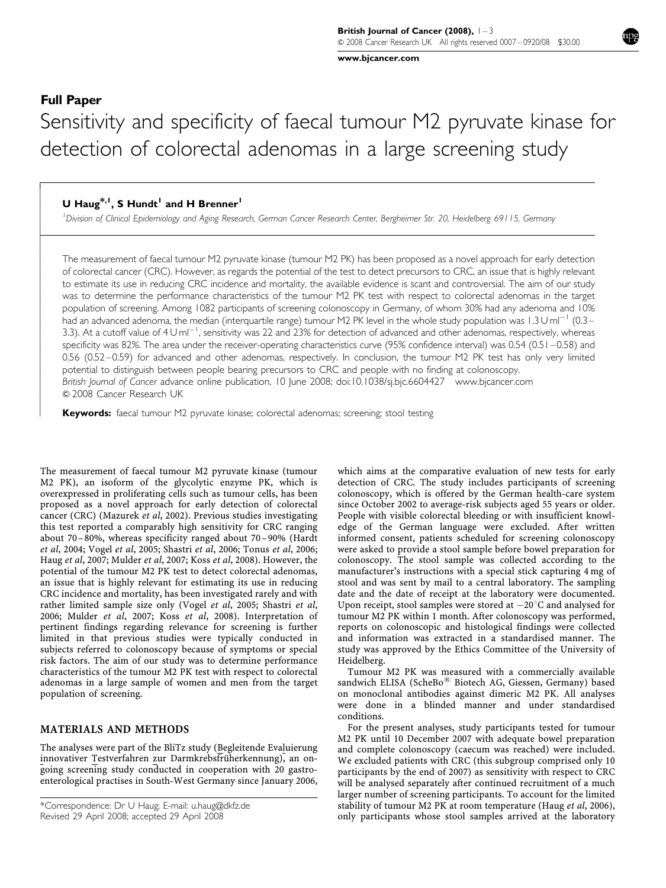Full Paper

# Sensitivity and specificity of faecal tumour M2 pyruvate kinase for detection of colorectal adenomas in a large screening study

**U Haug\*,[1], S Hundt[1] and H Brenner[1]**

[1] *Division of Clinical Epidemiology and Aging Research, German Cancer Research Center, Bergheimer Str. 20, Heidelberg 69115, Germany*

The measurement of faecal tumour M2 pyruvate kinase (tumour M2 PK) has been proposed as a novel approach for early detection of colorectal cancer (CRC). However, as regards the potential of the test to detect precursors to CRC, an issue that is highly relevant to estimate its use in reducing CRC incidence and mortality, the available evidence is scant and controversial. The aim of our study was to determine the performance characteristics of the tumour M2 PK test with respect to colorectal adenomas in the target population of screening. Among 1082 participants of screening colonoscopy in Germany, of whom 30% had any adenoma and 10% had an advanced adenoma, the median (interquartile range) tumour M2 PK level in the whole study population was 1.3 U ml$^{-1}$ (0.3–3.3). At a cutoff value of 4 U ml$^{-1}$, sensitivity was 22 and 23% for detection of advanced and other adenomas, respectively, whereas specificity was 82%. The area under the receiver-operating characteristics curve (95% confidence interval) was 0.54 (0.51–0.58) and 0.56 (0.52–0.59) for advanced and other adenomas, respectively. In conclusion, the tumour M2 PK test has only very limited potential to distinguish between people bearing precursors to CRC and people with no finding at colonoscopy.

*British Journal of Cancer* advance online publication, 10 June 2008; doi:10.1038/sj.bjc.6604427 www.bjcancer.com

© 2008 Cancer Research UK

**Keywords:** faecal tumour M2 pyruvate kinase; colorectal adenomas; screening; stool testing

The measurement of faecal tumour M2 pyruvate kinase (tumour M2 PK), an isoform of the glycolytic enzyme PK, which is overexpressed in proliferating cells such as tumour cells, has been proposed as a novel approach for early detection of colorectal cancer (CRC) (Mazurek *et al*, 2002). Previous studies investigating this test reported a comparably high sensitivity for CRC ranging about 70–80%, whereas specificity ranged about 70–90% (Hardt *et al*, 2004; Vogel *et al*, 2005; Shastri *et al*, 2006; Tonus *et al*, 2006; Haug *et al*, 2007; Mulder *et al*, 2007; Koss *et al*, 2008). However, the potential of the tumour M2 PK test to detect colorectal adenomas, an issue that is highly relevant for estimating its use in reducing CRC incidence and mortality, has been investigated rarely and with rather limited sample size only (Vogel *et al*, 2005; Shastri *et al*, 2006; Mulder *et al*, 2007; Koss *et al*, 2008). Interpretation of pertinent findings regarding relevance for screening is further limited in that previous studies were typically conducted in subjects referred to colonoscopy because of symptoms or special risk factors. The aim of our study was to determine performance characteristics of the tumour M2 PK test with respect to colorectal adenomas in a large sample of women and men from the target population of screening.

## MATERIALS AND METHODS

The analyses were part of the BliTz study (Begleitende Evaluierung innovativer Testverfahren zur Darmkrebsfrüherkennung), an ongoing screening study conducted in cooperation with 20 gastroenterological practises in South-West Germany since January 2006, which aims at the comparative evaluation of new tests for early detection of CRC. The study includes participants of screening colonoscopy, which is offered by the German health-care system since October 2002 to average-risk subjects aged 55 years or older. People with visible colorectal bleeding or with insufficient knowledge of the German language were excluded. After written informed consent, patients scheduled for screening colonoscopy were asked to provide a stool sample before bowel preparation for colonoscopy. The stool sample was collected according to the manufacturer's instructions with a special stick capturing 4 mg of stool and was sent by mail to a central laboratory. The sampling date and the date of receipt at the laboratory were documented. Upon receipt, stool samples were stored at −20°C and analysed for tumour M2 PK within 1 month. After colonoscopy was performed, reports on colonoscopic and histological findings were collected and information was extracted in a standardised manner. The study was approved by the Ethics Committee of the University of Heidelberg.

Tumour M2 PK was measured with a commercially available sandwich ELISA (ScheBo® Biotech AG, Giessen, Germany) based on monoclonal antibodies against dimeric M2 PK. All analyses were done in a blinded manner and under standardised conditions.

For the present analyses, study participants tested for tumour M2 PK until 10 December 2007 with adequate bowel preparation and complete colonoscopy (caecum was reached) were included. We excluded patients with CRC (this subgroup comprised only 10 participants by the end of 2007) as sensitivity with respect to CRC will be analysed separately after continued recruitment of a much larger number of screening participants. To account for the limited stability of tumour M2 PK at room temperature (Haug *et al*, 2006), only participants whose stool samples arrived at the laboratory

\*Correspondence: Dr U Haug; E-mail: u.haug@dkfz.de

Revised 29 April 2008; accepted 29 April 2008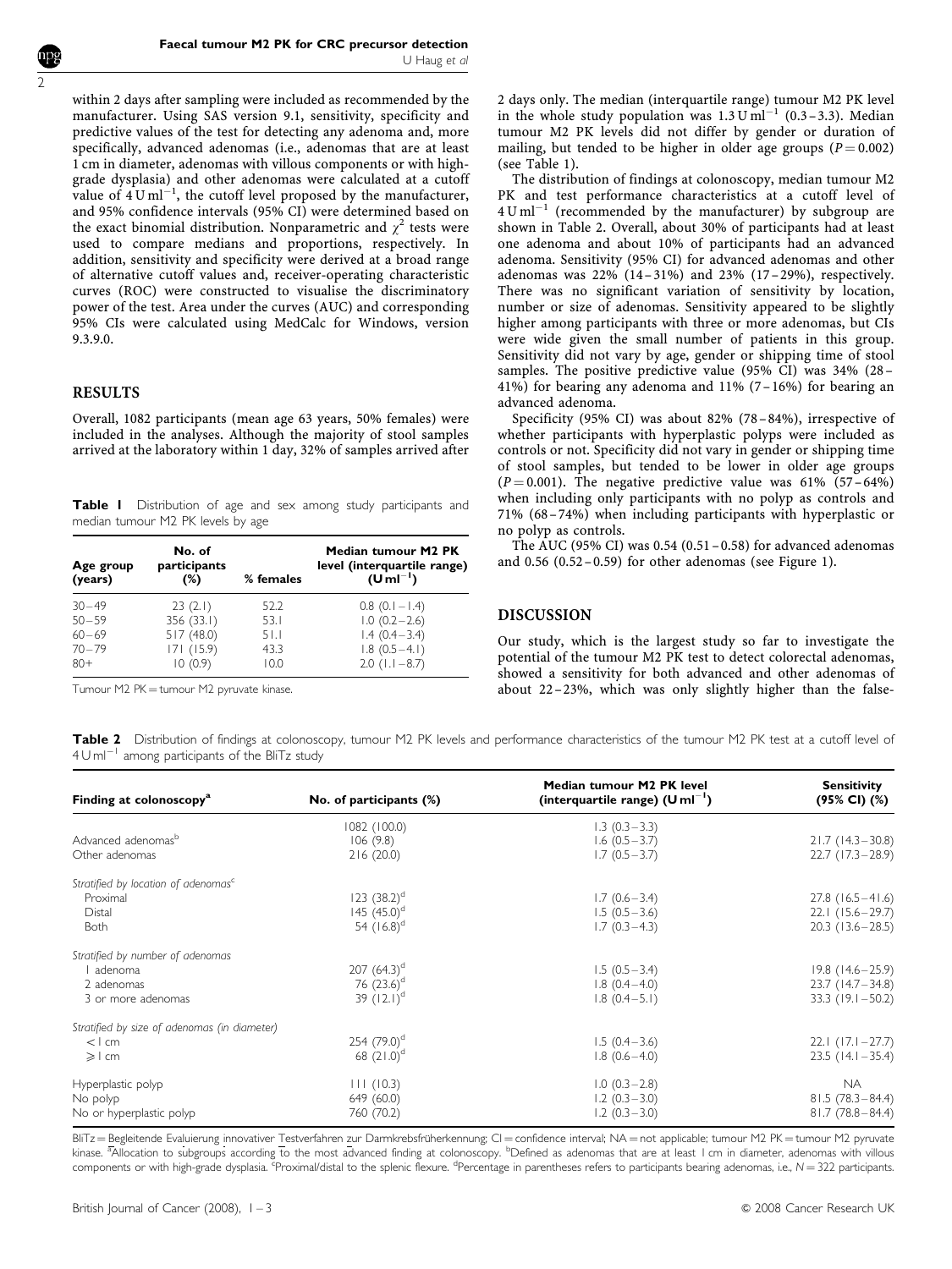within 2 days after sampling were included as recommended by the manufacturer. Using SAS version 9.1, sensitivity, specificity and predictive values of the test for detecting any adenoma and, more specifically, advanced adenomas (i.e., adenomas that are at least 1 cm in diameter, adenomas with villous components or with high-grade dysplasia) and other adenomas were calculated at a cutoff value of $4\,\mathrm{U\,ml^{-1}}$, the cutoff level proposed by the manufacturer, and 95% confidence intervals (95% CI) were determined based on the exact binomial distribution. Nonparametric and $\chi^2$ tests were used to compare medians and proportions, respectively. In addition, sensitivity and specificity were derived at a broad range of alternative cutoff values and, receiver-operating characteristic curves (ROC) were constructed to visualise the discriminatory power of the test. Area under the curves (AUC) and corresponding 95% CIs were calculated using MedCalc for Windows, version 9.3.9.0.

## RESULTS

Overall, 1082 participants (mean age 63 years, 50% females) were included in the analyses. Although the majority of stool samples arrived at the laboratory within 1 day, 32% of samples arrived after 2 days only. The median (interquartile range) tumour M2 PK level in the whole study population was $1.3\,\mathrm{U\,ml^{-1}}$ (0.3–3.3). Median tumour M2 PK levels did not differ by gender or duration of mailing, but tended to be higher in older age groups ($P = 0.002$) (see Table 1).

**Table 1** Distribution of age and sex among study participants and median tumour M2 PK levels by age

| Age group (years) | No. of participants (%) | % females | Median tumour M2 PK level (interquartile range) ($\mathrm{U\,ml^{-1}}$) |
|---|---|---|---|
| 30–49 | 23 (2.1) | 52.2 | 0.8 (0.1–1.4) |
| 50–59 | 356 (33.1) | 53.1 | 1.0 (0.2–2.6) |
| 60–69 | 517 (48.0) | 51.1 | 1.4 (0.4–3.4) |
| 70–79 | 171 (15.9) | 43.3 | 1.8 (0.5–4.1) |
| 80+ | 10 (0.9) | 10.0 | 2.0 (1.1–8.7) |

Tumour M2 PK = tumour M2 pyruvate kinase.

The distribution of findings at colonoscopy, median tumour M2 PK and test performance characteristics at a cutoff level of $4\,\mathrm{U\,ml^{-1}}$ (recommended by the manufacturer) by subgroup are shown in Table 2. Overall, about 30% of participants had at least one adenoma and about 10% of participants had an advanced adenoma. Sensitivity (95% CI) for advanced adenomas and other adenomas was 22% (14–31%) and 23% (17–29%), respectively. There was no significant variation of sensitivity by location, number or size of adenomas. Sensitivity appeared to be slightly higher among participants with three or more adenomas, but CIs were wide given the small number of patients in this group. Sensitivity did not vary by age, gender or shipping time of stool samples. The positive predictive value (95% CI) was 34% (28–41%) for bearing any adenoma and 11% (7–16%) for bearing an advanced adenoma.

Specificity (95% CI) was about 82% (78–84%), irrespective of whether participants with hyperplastic polyps were included as controls or not. Specificity did not vary in gender or shipping time of stool samples, but tended to be lower in older age groups ($P = 0.001$). The negative predictive value was 61% (57–64%) when including only participants with no polyp as controls and 71% (68–74%) when including participants with hyperplastic or no polyp as controls.

The AUC (95% CI) was 0.54 (0.51–0.58) for advanced adenomas and 0.56 (0.52–0.59) for other adenomas (see Figure 1).

## DISCUSSION

Our study, which is the largest study so far to investigate the potential of the tumour M2 PK test to detect colorectal adenomas, showed a sensitivity for both advanced and other adenomas of about 22–23%, which was only slightly higher than the false-

**Table 2** Distribution of findings at colonoscopy, tumour M2 PK levels and performance characteristics of the tumour M2 PK test at a cutoff level of $4\,\mathrm{U\,ml^{-1}}$ among participants of the BliTz study

| Finding at colonoscopy[a] | No. of participants (%) | Median tumour M2 PK level (interquartile range) ($\mathrm{U\,ml^{-1}}$) | Sensitivity (95% CI) (%) |
|---|---|---|---|
| | 1082 (100.0) | 1.3 (0.3–3.3) | |
| Advanced adenomas[b] | 106 (9.8) | 1.6 (0.5–3.7) | 21.7 (14.3–30.8) |
| Other adenomas | 216 (20.0) | 1.7 (0.5–3.7) | 22.7 (17.3–28.9) |
| *Stratified by location of adenomas*[c] | | | |
| Proximal | 123 (38.2)[d] | 1.7 (0.6–3.4) | 27.8 (16.5–41.6) |
| Distal | 145 (45.0)[d] | 1.5 (0.5–3.6) | 22.1 (15.6–29.7) |
| Both | 54 (16.8)[d] | 1.7 (0.3–4.3) | 20.3 (13.6–28.5) |
| *Stratified by number of adenomas* | | | |
| 1 adenoma | 207 (64.3)[d] | 1.5 (0.5–3.4) | 19.8 (14.6–25.9) |
| 2 adenomas | 76 (23.6)[d] | 1.8 (0.4–4.0) | 23.7 (14.7–34.8) |
| 3 or more adenomas | 39 (12.1)[d] | 1.8 (0.4–5.1) | 33.3 (19.1–50.2) |
| *Stratified by size of adenomas (in diameter)* | | | |
| < 1 cm | 254 (79.0)[d] | 1.5 (0.4–3.6) | 22.1 (17.1–27.7) |
| ⩾ 1 cm | 68 (21.0)[d] | 1.8 (0.6–4.0) | 23.5 (14.1–35.4) |
| Hyperplastic polyp | 111 (10.3) | 1.0 (0.3–2.8) | NA |
| No polyp | 649 (60.0) | 1.2 (0.3–3.0) | 81.5 (78.3–84.4) |
| No or hyperplastic polyp | 760 (70.2) | 1.2 (0.3–3.0) | 81.7 (78.8–84.4) |

BliTz = Begleitende Evaluierung innovativer Testverfahren zur Darmkrebsfrüherkennung; CI = confidence interval; NA = not applicable; tumour M2 PK = tumour M2 pyruvate kinase. [a]Allocation to subgroups according to the most advanced finding at colonoscopy. [b]Defined as adenomas that are at least 1 cm in diameter, adenomas with villous components or with high-grade dysplasia. [c]Proximal/distal to the splenic flexure. [d]Percentage in parentheses refers to participants bearing adenomas, i.e., $N = 322$ participants.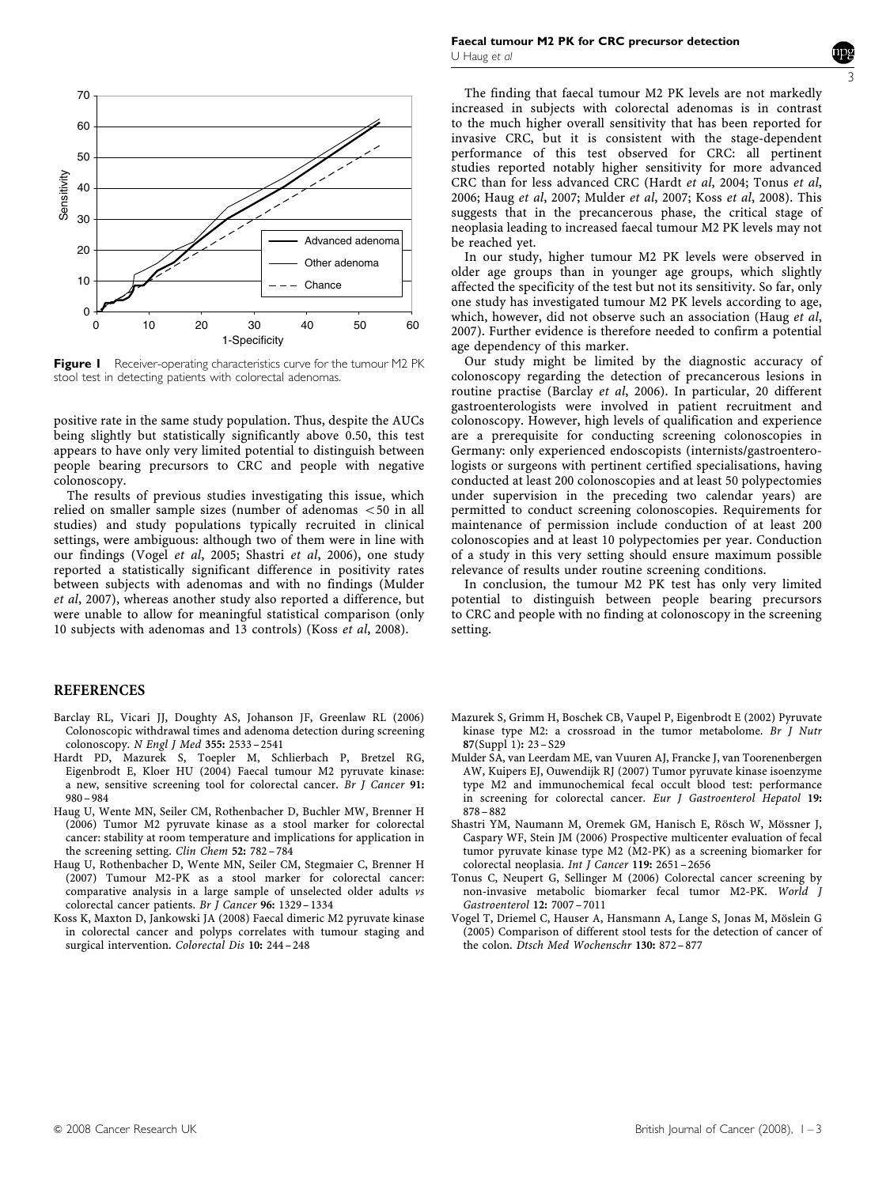70

60

50

40

30

20

10

0

Sensitivity

0 10 20 30 40 50 60

1-Specificity

Advanced adenoma

Other adenoma

Chance

**Figure 1** Receiver-operating characteristics curve for the tumour M2 PK stool test in detecting patients with colorectal adenomas.

positive rate in the same study population. Thus, despite the AUCs being slightly but statistically significantly above 0.50, this test appears to have only very limited potential to distinguish between people bearing precursors to CRC and people with negative colonoscopy.

The results of previous studies investigating this issue, which relied on smaller sample sizes (number of adenomas <50 in all studies) and study populations typically recruited in clinical settings, were ambiguous: although two of them were in line with our findings (Vogel *et al*, 2005; Shastri *et al*, 2006), one study reported a statistically significant difference in positivity rates between subjects with adenomas and with no findings (Mulder *et al*, 2007), whereas another study also reported a difference, but were unable to allow for meaningful statistical comparison (only 10 subjects with adenomas and 13 controls) (Koss *et al*, 2008).

The finding that faecal tumour M2 PK levels are not markedly increased in subjects with colorectal adenomas is in contrast to the much higher overall sensitivity that has been reported for invasive CRC, but it is consistent with the stage-dependent performance of this test observed for CRC: all pertinent studies reported notably higher sensitivity for more advanced CRC than for less advanced CRC (Hardt *et al*, 2004; Tonus *et al*, 2006; Haug *et al*, 2007; Mulder *et al*, 2007; Koss *et al*, 2008). This suggests that in the precancerous phase, the critical stage of neoplasia leading to increased faecal tumour M2 PK levels may not be reached yet.

In our study, higher tumour M2 PK levels were observed in older age groups than in younger age groups, which slightly affected the specificity of the test but not its sensitivity. So far, only one study has investigated tumour M2 PK levels according to age, which, however, did not observe such an association (Haug *et al*, 2007). Further evidence is therefore needed to confirm a potential age dependency of this marker.

Our study might be limited by the diagnostic accuracy of colonoscopy regarding the detection of precancerous lesions in routine practise (Barclay *et al*, 2006). In particular, 20 different gastroenterologists were involved in patient recruitment and colonoscopy. However, high levels of qualification and experience are a prerequisite for conducting screening colonoscopies in Germany: only experienced endoscopists (internists/gastroenterologists or surgeons with pertinent certified specialisations, having conducted at least 200 colonoscopies and at least 50 polypectomies under supervision in the preceding two calendar years) are permitted to conduct screening colonoscopies. Requirements for maintenance of permission include conduction of at least 200 colonoscopies and at least 10 polypectomies per year. Conduction of a study in this very setting should ensure maximum possible relevance of results under routine screening conditions.

In conclusion, the tumour M2 PK test has only very limited potential to distinguish between people bearing precursors to CRC and people with no finding at colonoscopy in the screening setting.

## REFERENCES

Barclay RL, Vicari JJ, Doughty AS, Johanson JF, Greenlaw RL (2006) Colonoscopic withdrawal times and adenoma detection during screening colonoscopy. *N Engl J Med* **355:** 2533–2541

Hardt PD, Mazurek S, Toepler M, Schlierbach P, Bretzel RG, Eigenbrodt E, Kloer HU (2004) Faecal tumour M2 pyruvate kinase: a new, sensitive screening tool for colorectal cancer. *Br J Cancer* **91:** 980–984

Haug U, Wente MN, Seiler CM, Rothenbacher D, Buchler MW, Brenner H (2006) Tumor M2 pyruvate kinase as a stool marker for colorectal cancer: stability at room temperature and implications for application in the screening setting. *Clin Chem* **52:** 782–784

Haug U, Rothenbacher D, Wente MN, Seiler CM, Stegmaier C, Brenner H (2007) Tumour M2-PK as a stool marker for colorectal cancer: comparative analysis in a large sample of unselected older adults *vs* colorectal cancer patients. *Br J Cancer* **96:** 1329–1334

Koss K, Maxton D, Jankowski JA (2008) Faecal dimeric M2 pyruvate kinase in colorectal cancer and polyps correlates with tumour staging and surgical intervention. *Colorectal Dis* **10:** 244–248

Mazurek S, Grimm H, Boschek CB, Vaupel P, Eigenbrodt E (2002) Pyruvate kinase type M2: a crossroad in the tumor metabolome. *Br J Nutr* **87**(Suppl 1)**:** 23–S29

Mulder SA, van Leerdam ME, van Vuuren AJ, Francke J, van Toorenenbergen AW, Kuipers EJ, Ouwendijk RJ (2007) Tumor pyruvate kinase isoenzyme type M2 and immunochemical fecal occult blood test: performance in screening for colorectal cancer. *Eur J Gastroenterol Hepatol* **19:** 878–882

Shastri YM, Naumann M, Oremek GM, Hanisch E, Rösch W, Mössner J, Caspary WF, Stein JM (2006) Prospective multicenter evaluation of fecal tumor pyruvate kinase type M2 (M2-PK) as a screening biomarker for colorectal neoplasia. *Int J Cancer* **119:** 2651–2656

Tonus C, Neupert G, Sellinger M (2006) Colorectal cancer screening by non-invasive metabolic biomarker fecal tumor M2-PK. *World J Gastroenterol* **12:** 7007–7011

Vogel T, Driemel C, Hauser A, Hansmann A, Lange S, Jonas M, Möslein G (2005) Comparison of different stool tests for the detection of cancer of the colon. *Dtsch Med Wochenschr* **130:** 872–877